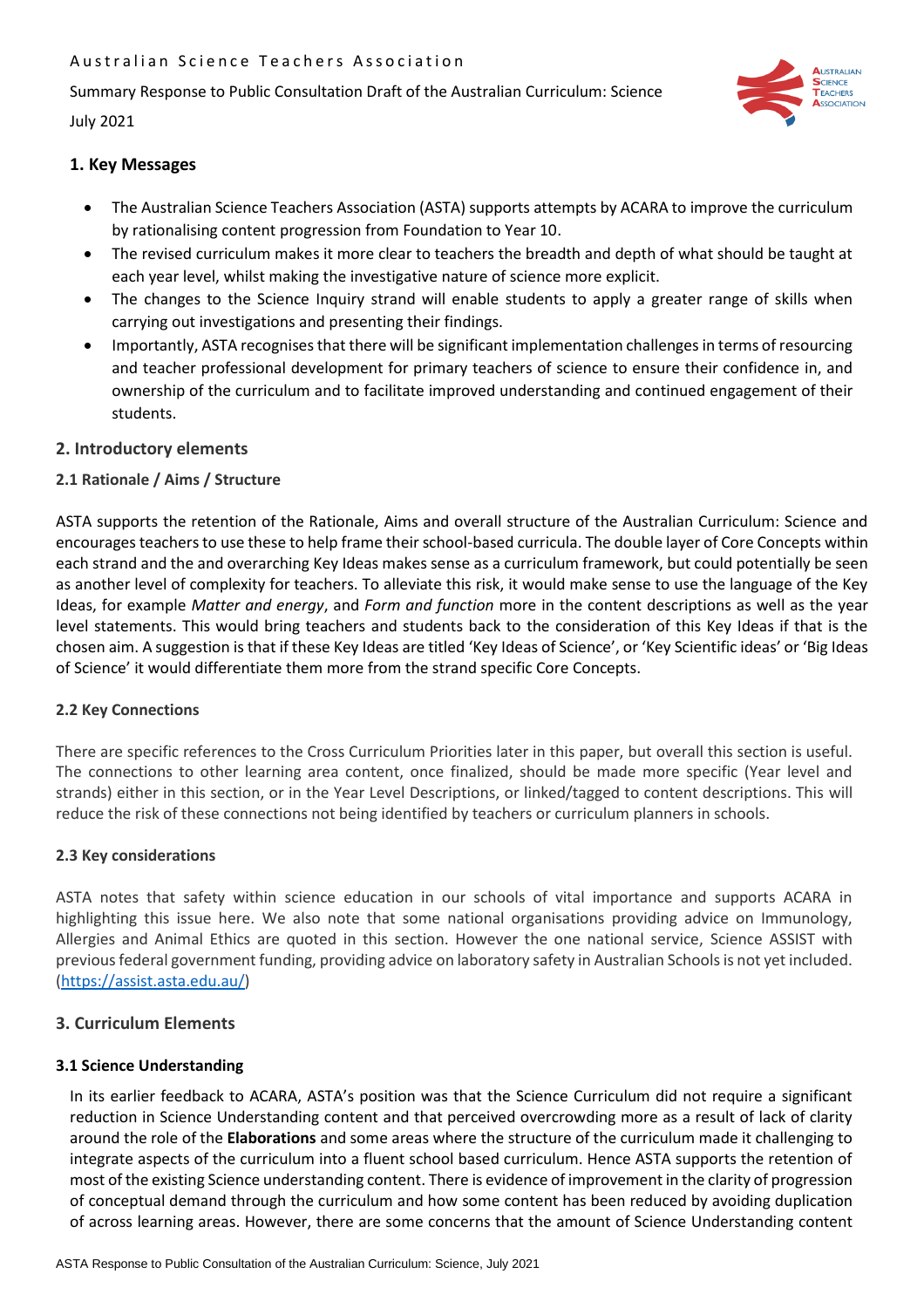Australian Science Teachers Association

Summary Response to Public Consultation Draft of the Australian Curriculum: Science

July 2021

## 1. Key Messages

- The Australian Science Teachers Association (ASTA) supports attempts by ACARA to improve the curriculum by rationalising content progression from Foundation to Year 10.
- The revised curriculum makes it more clear to teachers the breadth and depth of what should be taught at each year level, whilst making the investigative nature of science more explicit.
- The changes to the Science Inquiry strand will enable students to apply a greater range of skills when carrying out investigations and presenting their findings.
- Importantly, ASTA recognises that there will be significant implementation challenges in terms of resourcing and teacher professional development for primary teachers of science to ensure their confidence in, and ownership of the curriculum and to facilitate improved understanding and continued engagement of their students.

## 2. Introductory elements

### 2.1 Rationale / Aims / Structure

ASTA supports the retention of the Rationale, Aims and overall structure of the Australian Curriculum: Science and encourages teachers to use these to help frame their school-based curricula. The double layer of Core Concepts within each strand and the and overarching Key Ideas makes sense as a curriculum framework, but could potentially be seen as another level of complexity for teachers. To alleviate this risk, it would make sense to use the language of the Key Ideas, for example *Matter and energy*, and *Form and function* more in the content descriptions as well as the year level statements. This would bring teachers and students back to the consideration of this Key Ideas if that is the chosen aim. A suggestion is that if these Key Ideas are titled 'Key Ideas of Science', or 'Key Scientific ideas' or 'Big Ideas of Science' it would differentiate them more from the strand specific Core Concepts.

### 2.2 Key Connections

There are specific references to the Cross Curriculum Priorities later in this paper, but overall this section is useful. The connections to other learning area content, once finalized, should be made more specific (Year level and strands) either in this section, or in the Year Level Descriptions, or linked/tagged to content descriptions. This will reduce the risk of these connections not being identified by teachers or curriculum planners in schools.

### 2.3 Key considerations

ASTA notes that safety within science education in our schools of vital importance and supports ACARA in highlighting this issue here. We also note that some national organisations providing advice on Immunology, Allergies and Animal Ethics are quoted in this section. However the one national service, Science ASSIST with previous federal government funding, providing advice on laboratory safety in Australian Schools is not yet included. (https://assist.asta.edu.au/)

## 3. Curriculum Elements

### 3.1 Science Understanding

In its earlier feedback to ACARA, ASTA's position was that the Science Curriculum did not require a significant reduction in Science Understanding content and that perceived overcrowding more as a result of lack of clarity around the role of the **Elaborations** and some areas where the structure of the curriculum made it challenging to integrate aspects of the curriculum into a fluent school based curriculum. Hence ASTA supports the retention of most of the existing Science understanding content. There is evidence of improvement in the clarity of progression of conceptual demand through the curriculum and how some content has been reduced by avoiding duplication of across learning areas. However, there are some concerns that the amount of Science Understanding content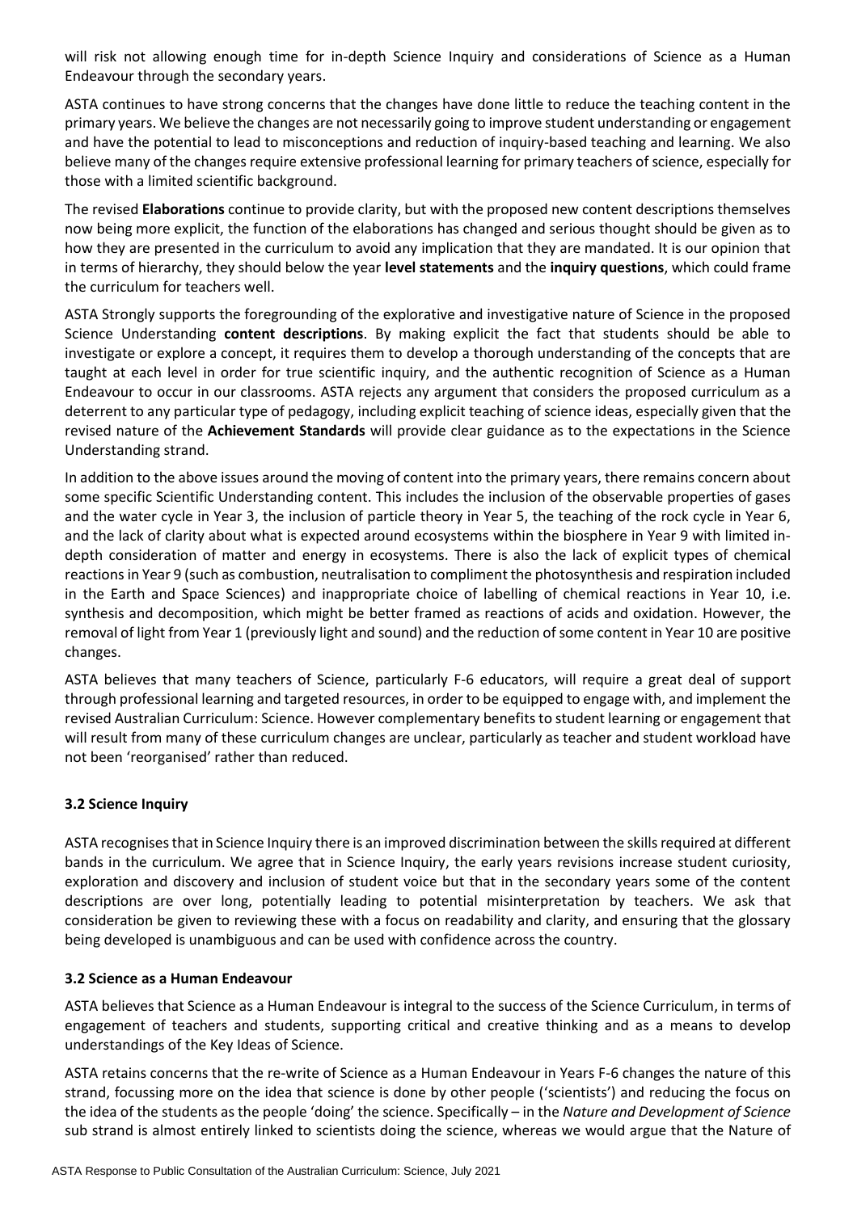will risk not allowing enough time for in-depth Science Inquiry and considerations of Science as a Human Endeavour through the secondary years.

ASTA continues to have strong concerns that the changes have done little to reduce the teaching content in the primary years. We believe the changes are not necessarily going to improve student understanding or engagement and have the potential to lead to misconceptions and reduction of inquiry-based teaching and learning. We also believe many of the changes require extensive professional learning for primary teachers of science, especially for those with a limited scientific background.

The revised **Elaborations** continue to provide clarity, but with the proposed new content descriptions themselves now being more explicit, the function of the elaborations has changed and serious thought should be given as to how they are presented in the curriculum to avoid any implication that they are mandated. It is our opinion that in terms of hierarchy, they should below the year **level statements** and the **inquiry questions**, which could frame the curriculum for teachers well.

ASTA Strongly supports the foregrounding of the explorative and investigative nature of Science in the proposed Science Understanding **content descriptions**. By making explicit the fact that students should be able to investigate or explore a concept, it requires them to develop a thorough understanding of the concepts that are taught at each level in order for true scientific inquiry, and the authentic recognition of Science as a Human Endeavour to occur in our classrooms. ASTA rejects any argument that considers the proposed curriculum as a deterrent to any particular type of pedagogy, including explicit teaching of science ideas, especially given that the revised nature of the **Achievement Standards** will provide clear guidance as to the expectations in the Science Understanding strand.

In addition to the above issues around the moving of content into the primary years, there remains concern about some specific Scientific Understanding content. This includes the inclusion of the observable properties of gases and the water cycle in Year 3, the inclusion of particle theory in Year 5, the teaching of the rock cycle in Year 6, and the lack of clarity about what is expected around ecosystems within the biosphere in Year 9 with limited in-depth consideration of matter and energy in ecosystems. There is also the lack of explicit types of chemical reactions in Year 9 (such as combustion, neutralisation to compliment the photosynthesis and respiration included in the Earth and Space Sciences) and inappropriate choice of labelling of chemical reactions in Year 10, i.e. synthesis and decomposition, which might be better framed as reactions of acids and oxidation. However, the removal of light from Year 1 (previously light and sound) and the reduction of some content in Year 10 are positive changes.

ASTA believes that many teachers of Science, particularly F-6 educators, will require a great deal of support through professional learning and targeted resources, in order to be equipped to engage with, and implement the revised Australian Curriculum: Science. However complementary benefits to student learning or engagement that will result from many of these curriculum changes are unclear, particularly as teacher and student workload have not been 'reorganised' rather than reduced.

### 3.2 Science Inquiry

ASTA recognises that in Science Inquiry there is an improved discrimination between the skills required at different bands in the curriculum. We agree that in Science Inquiry, the early years revisions increase student curiosity, exploration and discovery and inclusion of student voice but that in the secondary years some of the content descriptions are over long, potentially leading to potential misinterpretation by teachers. We ask that consideration be given to reviewing these with a focus on readability and clarity, and ensuring that the glossary being developed is unambiguous and can be used with confidence across the country.

### 3.2 Science as a Human Endeavour

ASTA believes that Science as a Human Endeavour is integral to the success of the Science Curriculum, in terms of engagement of teachers and students, supporting critical and creative thinking and as a means to develop understandings of the Key Ideas of Science.

ASTA retains concerns that the re-write of Science as a Human Endeavour in Years F-6 changes the nature of this strand, focussing more on the idea that science is done by other people ('scientists') and reducing the focus on the idea of the students as the people 'doing' the science. Specifically – in the *Nature and Development of Science* sub strand is almost entirely linked to scientists doing the science, whereas we would argue that the Nature of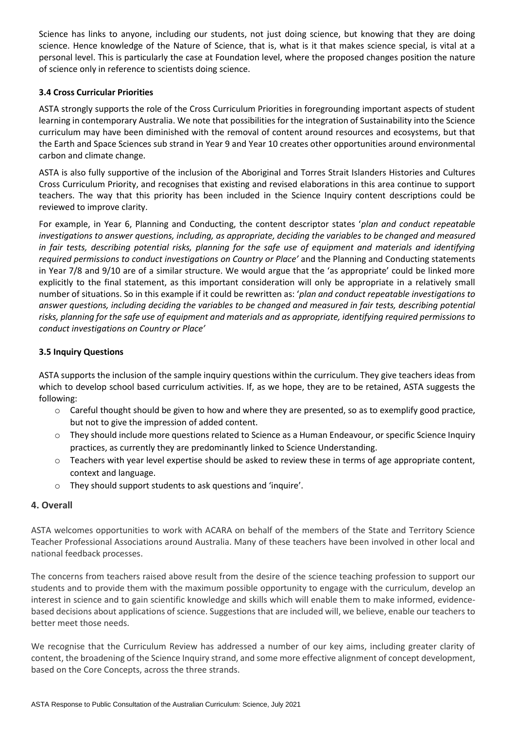Science has links to anyone, including our students, not just doing science, but knowing that they are doing science. Hence knowledge of the Nature of Science, that is, what is it that makes science special, is vital at a personal level. This is particularly the case at Foundation level, where the proposed changes position the nature of science only in reference to scientists doing science.

### 3.4 Cross Curricular Priorities

ASTA strongly supports the role of the Cross Curriculum Priorities in foregrounding important aspects of student learning in contemporary Australia. We note that possibilities for the integration of Sustainability into the Science curriculum may have been diminished with the removal of content around resources and ecosystems, but that the Earth and Space Sciences sub strand in Year 9 and Year 10 creates other opportunities around environmental carbon and climate change.

ASTA is also fully supportive of the inclusion of the Aboriginal and Torres Strait Islanders Histories and Cultures Cross Curriculum Priority, and recognises that existing and revised elaborations in this area continue to support teachers. The way that this priority has been included in the Science Inquiry content descriptions could be reviewed to improve clarity.

For example, in Year 6, Planning and Conducting, the content descriptor states '*plan and conduct repeatable investigations to answer questions, including, as appropriate, deciding the variables to be changed and measured in fair tests, describing potential risks, planning for the safe use of equipment and materials and identifying required permissions to conduct investigations on Country or Place'* and the Planning and Conducting statements in Year 7/8 and 9/10 are of a similar structure. We would argue that the 'as appropriate' could be linked more explicitly to the final statement, as this important consideration will only be appropriate in a relatively small number of situations. So in this example if it could be rewritten as: '*plan and conduct repeatable investigations to answer questions, including deciding the variables to be changed and measured in fair tests, describing potential risks, planning for the safe use of equipment and materials and as appropriate, identifying required permissions to conduct investigations on Country or Place'*

### 3.5 Inquiry Questions

ASTA supports the inclusion of the sample inquiry questions within the curriculum. They give teachers ideas from which to develop school based curriculum activities. If, as we hope, they are to be retained, ASTA suggests the following:

- Careful thought should be given to how and where they are presented, so as to exemplify good practice, but not to give the impression of added content.
- They should include more questions related to Science as a Human Endeavour, or specific Science Inquiry practices, as currently they are predominantly linked to Science Understanding.
- Teachers with year level expertise should be asked to review these in terms of age appropriate content, context and language.
- They should support students to ask questions and 'inquire'.

## 4. Overall

ASTA welcomes opportunities to work with ACARA on behalf of the members of the State and Territory Science Teacher Professional Associations around Australia. Many of these teachers have been involved in other local and national feedback processes.

The concerns from teachers raised above result from the desire of the science teaching profession to support our students and to provide them with the maximum possible opportunity to engage with the curriculum, develop an interest in science and to gain scientific knowledge and skills which will enable them to make informed, evidence-based decisions about applications of science. Suggestions that are included will, we believe, enable our teachers to better meet those needs.

We recognise that the Curriculum Review has addressed a number of our key aims, including greater clarity of content, the broadening of the Science Inquiry strand, and some more effective alignment of concept development, based on the Core Concepts, across the three strands.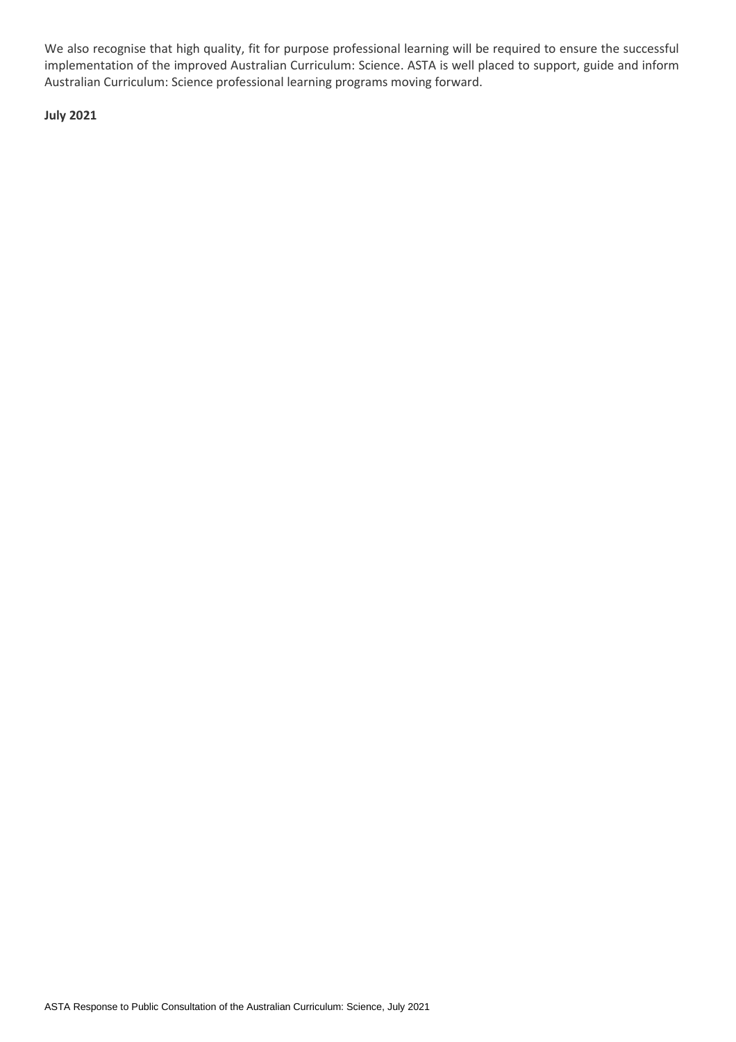We also recognise that high quality, fit for purpose professional learning will be required to ensure the successful implementation of the improved Australian Curriculum: Science. ASTA is well placed to support, guide and inform Australian Curriculum: Science professional learning programs moving forward.

**July 2021**